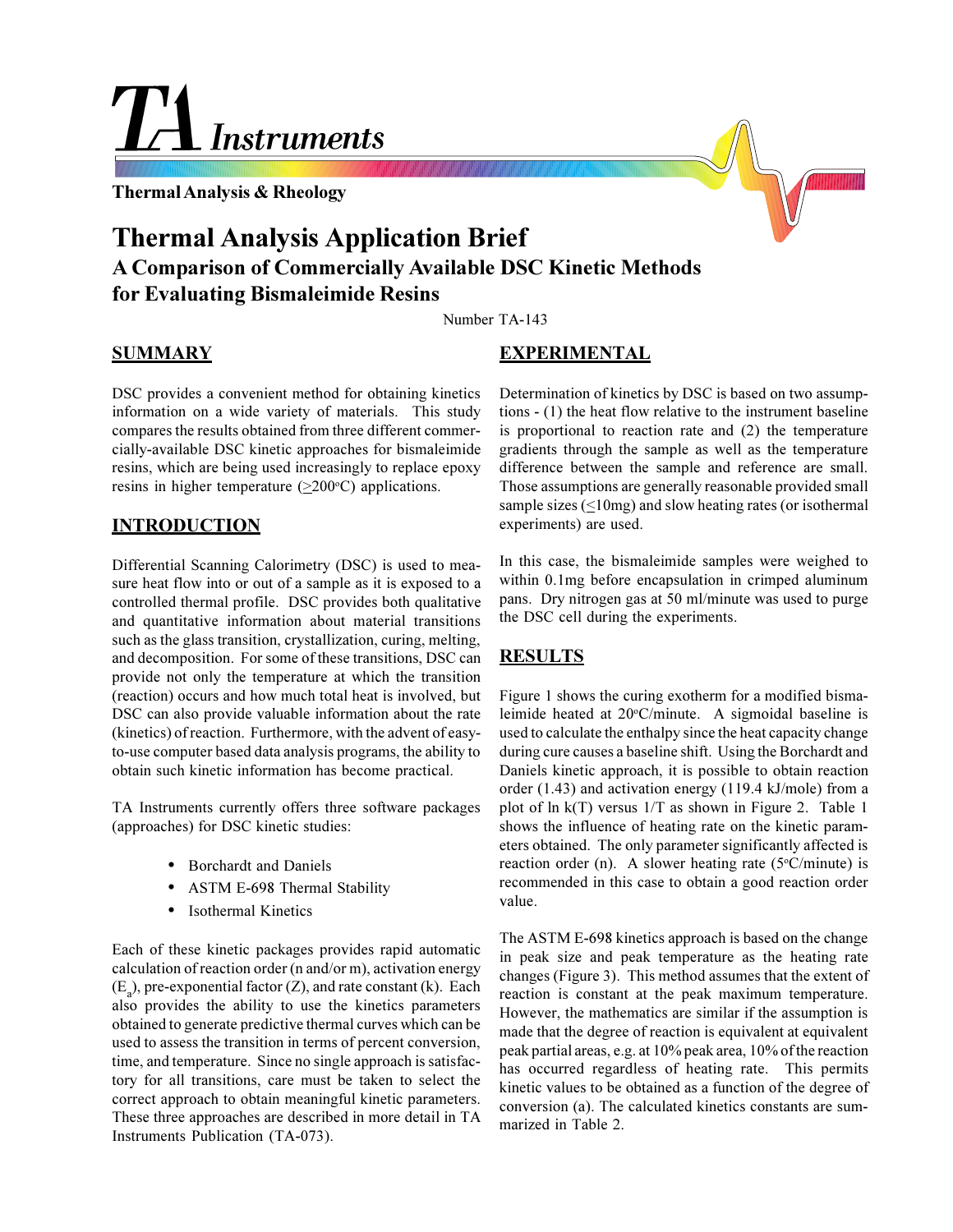# TA Instruments

Thermal Analysis & Rheology

# Thermal Analysis Application Brief

## A Comparison of Commercially Available DSC Kinetic Methods for Evaluating Bismaleimide Resins

Number TA-143

## SUMMARY

DSC provides a convenient method for obtaining kinetics information on a wide variety of materials. This study compares the results obtained from three different commercially-available DSC kinetic approaches for bismaleimide resins, which are being used increasingly to replace epoxy resins in higher temperature ($\geq$200°C) applications.

## INTRODUCTION

Differential Scanning Calorimetry (DSC) is used to measure heat flow into or out of a sample as it is exposed to a controlled thermal profile. DSC provides both qualitative and quantitative information about material transitions such as the glass transition, crystallization, curing, melting, and decomposition. For some of these transitions, DSC can provide not only the temperature at which the transition (reaction) occurs and how much total heat is involved, but DSC can also provide valuable information about the rate (kinetics) of reaction. Furthermore, with the advent of easy-to-use computer based data analysis programs, the ability to obtain such kinetic information has become practical.

TA Instruments currently offers three software packages (approaches) for DSC kinetic studies:

- Borchardt and Daniels
- ASTM E-698 Thermal Stability
- Isothermal Kinetics

Each of these kinetic packages provides rapid automatic calculation of reaction order (n and/or m), activation energy ($E_a$), pre-exponential factor (Z), and rate constant (k). Each also provides the ability to use the kinetics parameters obtained to generate predictive thermal curves which can be used to assess the transition in terms of percent conversion, time, and temperature. Since no single approach is satisfactory for all transitions, care must be taken to select the correct approach to obtain meaningful kinetic parameters. These three approaches are described in more detail in TA Instruments Publication (TA-073).

## EXPERIMENTAL

Determination of kinetics by DSC is based on two assumptions - (1) the heat flow relative to the instrument baseline is proportional to reaction rate and (2) the temperature gradients through the sample as well as the temperature difference between the sample and reference are small. Those assumptions are generally reasonable provided small sample sizes ($\leq$10mg) and slow heating rates (or isothermal experiments) are used.

In this case, the bismaleimide samples were weighed to within 0.1mg before encapsulation in crimped aluminum pans. Dry nitrogen gas at 50 ml/minute was used to purge the DSC cell during the experiments.

## RESULTS

Figure 1 shows the curing exotherm for a modified bismaleimide heated at 20°C/minute. A sigmoidal baseline is used to calculate the enthalpy since the heat capacity change during cure causes a baseline shift. Using the Borchardt and Daniels kinetic approach, it is possible to obtain reaction order (1.43) and activation energy (119.4 kJ/mole) from a plot of ln k(T) versus 1/T as shown in Figure 2. Table 1 shows the influence of heating rate on the kinetic parameters obtained. The only parameter significantly affected is reaction order (n). A slower heating rate (5°C/minute) is recommended in this case to obtain a good reaction order value.

The ASTM E-698 kinetics approach is based on the change in peak size and peak temperature as the heating rate changes (Figure 3). This method assumes that the extent of reaction is constant at the peak maximum temperature. However, the mathematics are similar if the assumption is made that the degree of reaction is equivalent at equivalent peak partial areas, e.g. at 10% peak area, 10% of the reaction has occurred regardless of heating rate. This permits kinetic values to be obtained as a function of the degree of conversion (a). The calculated kinetics constants are summarized in Table 2.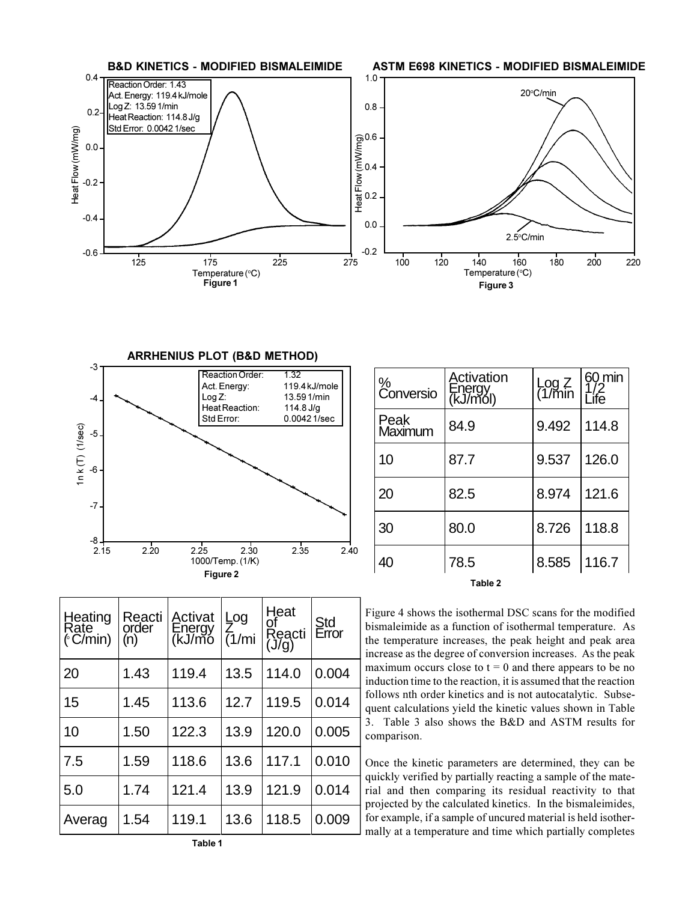**B&D KINETICS - MODIFIED BISMALEIMIDE**

Figure 1

**ASTM E698 KINETICS - MODIFIED BISMALEIMIDE**

Figure 3

**ARRHENIUS PLOT (B&D METHOD)**

Figure 2

| % Conversio | Activation Energy (kJ/mol) | Log Z (1/min | 60 min 1/2 Life |
|---|---|---|---|
| Peak Maximum | 84.9 | 9.492 | 114.8 |
| 10 | 87.7 | 9.537 | 126.0 |
| 20 | 82.5 | 8.974 | 121.6 |
| 30 | 80.0 | 8.726 | 118.8 |
| 40 | 78.5 | 8.585 | 116.7 |

Table 2

| Heating Rate (°C/min) | Reacti order (n) | Activat Energy (kJ/mo | Log Z (1/mi | Heat of Reacti (J/g) | Std Error |
|---|---|---|---|---|---|
| 20 | 1.43 | 119.4 | 13.5 | 114.0 | 0.004 |
| 15 | 1.45 | 113.6 | 12.7 | 119.5 | 0.014 |
| 10 | 1.50 | 122.3 | 13.9 | 120.0 | 0.005 |
| 7.5 | 1.59 | 118.6 | 13.6 | 117.1 | 0.010 |
| 5.0 | 1.74 | 121.4 | 13.9 | 121.9 | 0.014 |
| Averag | 1.54 | 119.1 | 13.6 | 118.5 | 0.009 |

Table 1

Figure 4 shows the isothermal DSC scans for the modified bismaleimide as a function of isothermal temperature. As the temperature increases, the peak height and peak area increase as the degree of conversion increases. As the peak maximum occurs close to $t = 0$ and there appears to be no induction time to the reaction, it is assumed that the reaction follows nth order kinetics and is not autocatalytic. Subsequent calculations yield the kinetic values shown in Table 3. Table 3 also shows the B&D and ASTM results for comparison.

Once the kinetic parameters are determined, they can be quickly verified by partially reacting a sample of the material and then comparing its residual reactivity to that projected by the calculated kinetics. In the bismaleimides, for example, if a sample of uncured material is held isothermally at a temperature and time which partially completes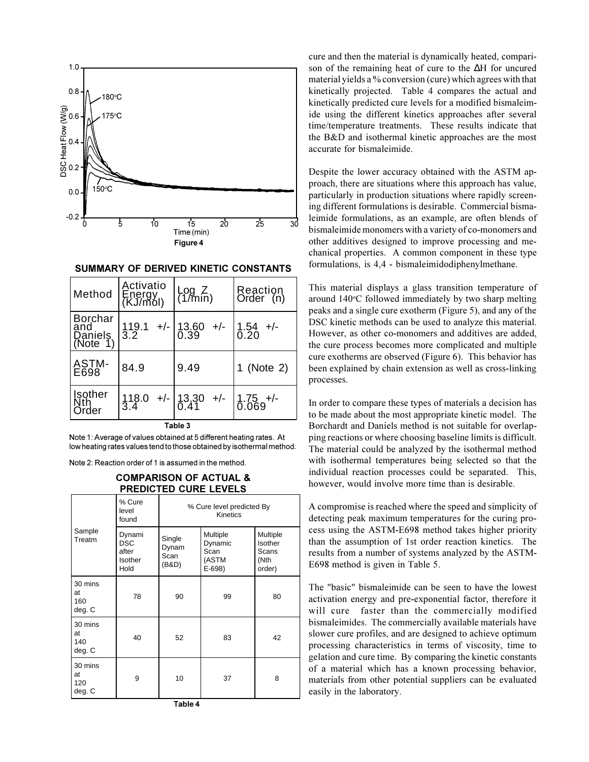Figure 4

**SUMMARY OF DERIVED KINETIC CONSTANTS**

| Method | Activatio Energy (KJ/mol) | Log Z (1/min) | Reaction Order (n) |
|---|---|---|---|
| Borchar and Daniels (Note 1) | 119.1 +/- 3.2 | 13.60 +/- 0.39 | 1.54 +/- 0.20 |
| ASTM-E698 | 84.9 | 9.49 | 1 (Note 2) |
| Isother Nth Order | 118.0 +/- 3.4 | 13.30 +/- 0.41 | 1.75 +/- 0.069 |

**Table 3**

Note 1: Average of values obtained at 5 different heating rates. At low heating rates values tend to those obtained by isothermal method.

Note 2: Reaction order of 1 is assumed in the method.

**COMPARISON OF ACTUAL & PREDICTED CURE LEVELS**

| Sample Treatm | % Cure level found | % Cure level predicted By Kinetics | | |
|---|---|---|---|---|
| | Dynami DSC after Isother Hold | Single Dynam Scan (B&D) | Multiple Dynamic Scan (ASTM E-698) | Multiple Isother Scans (Nth order) |
| 30 mins at 160 deg. C | 78 | 90 | 99 | 80 |
| 30 mins at 140 deg. C | 40 | 52 | 83 | 42 |
| 30 mins at 120 deg. C | 9 | 10 | 37 | 8 |

**Table 4**

cure and then the material is dynamically heated, comparison of the remaining heat of cure to the ΔH for uncured material yields a % conversion (cure) which agrees with that kinetically projected. Table 4 compares the actual and kinetically predicted cure levels for a modified bismaleimide using the different kinetics approaches after several time/temperature treatments. These results indicate that the B&D and isothermal kinetic approaches are the most accurate for bismaleimide.

Despite the lower accuracy obtained with the ASTM approach, there are situations where this approach has value, particularly in production situations where rapidly screening different formulations is desirable. Commercial bismaleimide formulations, as an example, are often blends of bismaleimide monomers with a variety of co-monomers and other additives designed to improve processing and mechanical properties. A common component in these type formulations, is 4,4 - bismaleimidodiphenylmethane.

This material displays a glass transition temperature of around 140°C followed immediately by two sharp melting peaks and a single cure exotherm (Figure 5), and any of the DSC kinetic methods can be used to analyze this material. However, as other co-monomers and additives are added, the cure process becomes more complicated and multiple cure exotherms are observed (Figure 6). This behavior has been explained by chain extension as well as cross-linking processes.

In order to compare these types of materials a decision has to be made about the most appropriate kinetic model. The Borchardt and Daniels method is not suitable for overlapping reactions or where choosing baseline limits is difficult. The material could be analyzed by the isothermal method with isothermal temperatures being selected so that the individual reaction processes could be separated. This, however, would involve more time than is desirable.

A compromise is reached where the speed and simplicity of detecting peak maximum temperatures for the curing process using the ASTM-E698 method takes higher priority than the assumption of 1st order reaction kinetics. The results from a number of systems analyzed by the ASTM-E698 method is given in Table 5.

The "basic" bismaleimide can be seen to have the lowest activation energy and pre-exponential factor, therefore it will cure faster than the commercially modified bismaleimides. The commercially available materials have slower cure profiles, and are designed to achieve optimum processing characteristics in terms of viscosity, time to gelation and cure time. By comparing the kinetic constants of a material which has a known processing behavior, materials from other potential suppliers can be evaluated easily in the laboratory.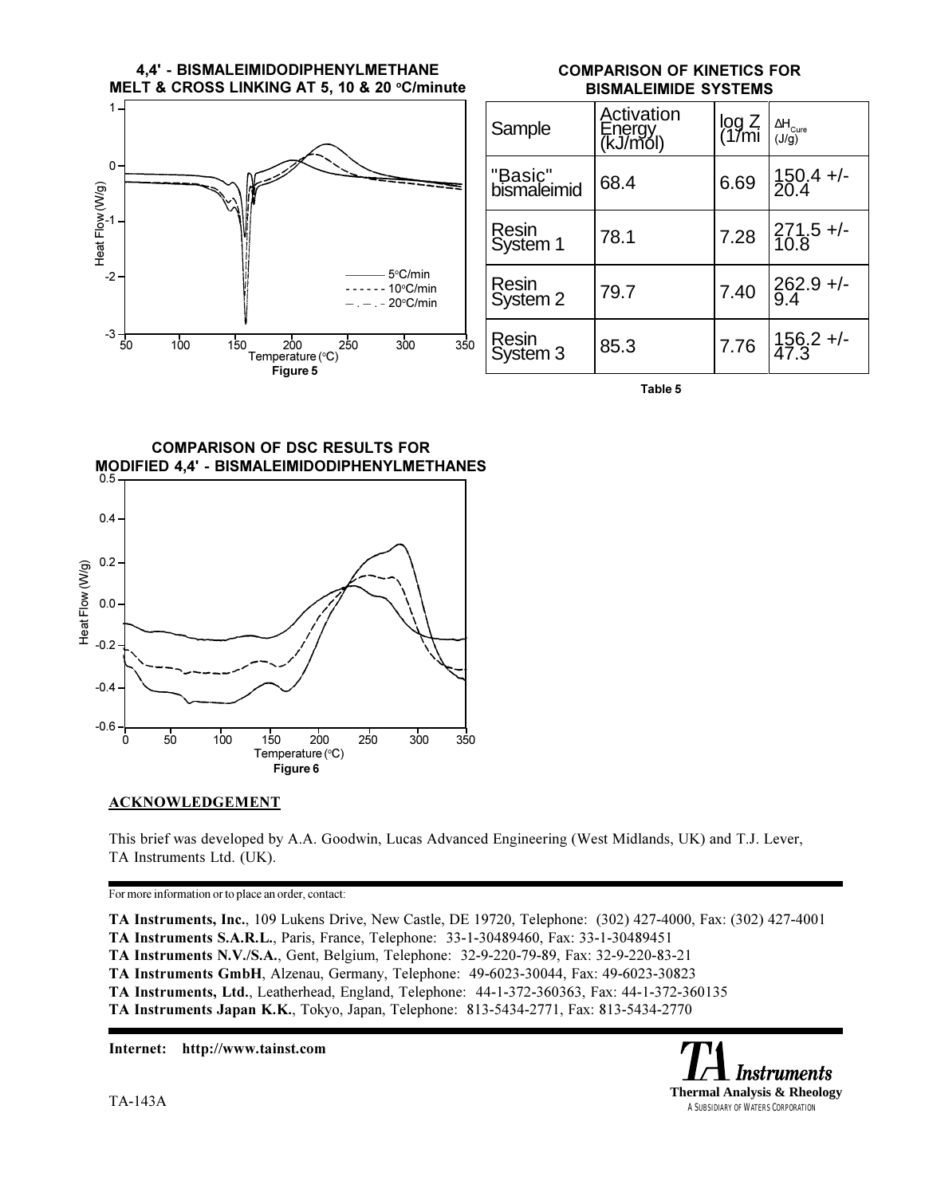**4,4' - BISMALEIMIDODIPHENYLMETHANE MELT & CROSS LINKING AT 5, 10 & 20 °C/minute**

Heat Flow (W/g)

1
0
-1
-2
-3

50 100 150 200 250 300 350

Temperature (°C)

5°C/min
10°C/min
20°C/min

Figure 5

**COMPARISON OF KINETICS FOR BISMALEIMIDE SYSTEMS**

| Sample | Activation Energy (kJ/mol) | log Z (1/mi | $\Delta H_{Cure}$ (J/g) |
|---|---|---|---|
| "Basic" bismaleimid | 68.4 | 6.69 | 150.4 +/- 20.4 |
| Resin System 1 | 78.1 | 7.28 | 271.5 +/- 10.8 |
| Resin System 2 | 79.7 | 7.40 | 262.9 +/- 9.4 |
| Resin System 3 | 85.3 | 7.76 | 156.2 +/- 47.3 |

Table 5

**COMPARISON OF DSC RESULTS FOR MODIFIED 4,4' - BISMALEIMIDODIPHENYLMETHANES**

Heat Flow (W/g)

0.5
0.4
0.2
0.0
-0.2
-0.4
-0.6

0 50 100 150 200 250 300 350

Temperature (°C)

Figure 6

## ACKNOWLEDGEMENT

This brief was developed by A.A. Goodwin, Lucas Advanced Engineering (West Midlands, UK) and T.J. Lever, TA Instruments Ltd. (UK).

For more information or to place an order, contact:

**TA Instruments, Inc.**, 109 Lukens Drive, New Castle, DE 19720, Telephone: (302) 427-4000, Fax: (302) 427-4001
**TA Instruments S.A.R.L.**, Paris, France, Telephone: 33-1-30489460, Fax: 33-1-30489451
**TA Instruments N.V./S.A.**, Gent, Belgium, Telephone: 32-9-220-79-89, Fax: 32-9-220-83-21
**TA Instruments GmbH**, Alzenau, Germany, Telephone: 49-6023-30044, Fax: 49-6023-30823
**TA Instruments, Ltd.**, Leatherhead, England, Telephone: 44-1-372-360363, Fax: 44-1-372-360135
**TA Instruments Japan K.K.**, Tokyo, Japan, Telephone: 813-5434-2771, Fax: 813-5434-2770

**Internet: http://www.tainst.com**

TA Instruments
Thermal Analysis & Rheology
A SUBSIDIARY OF WATERS CORPORATION

TA-143A